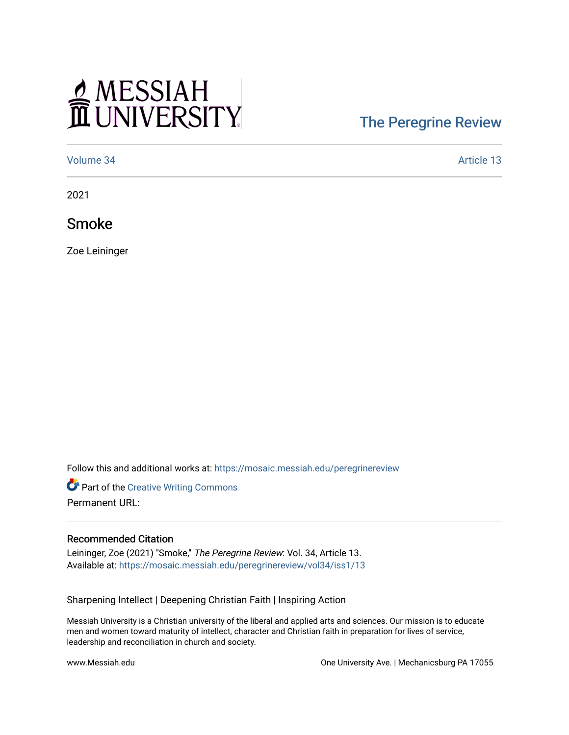# MESSIAH UNIVERSITY

The Peregrine Review

Volume 34 | Article 13

2021

## Smoke

Zoe Leininger

Follow this and additional works at: https://mosaic.messiah.edu/peregrinereview

Part of the Creative Writing Commons

Permanent URL:

### Recommended Citation

Leininger, Zoe (2021) "Smoke," *The Peregrine Review*: Vol. 34, Article 13.
Available at: https://mosaic.messiah.edu/peregrinereview/vol34/iss1/13

Sharpening Intellect | Deepening Christian Faith | Inspiring Action

Messiah University is a Christian university of the liberal and applied arts and sciences. Our mission is to educate men and women toward maturity of intellect, character and Christian faith in preparation for lives of service, leadership and reconciliation in church and society.

www.Messiah.edu

One University Ave. | Mechanicsburg PA 17055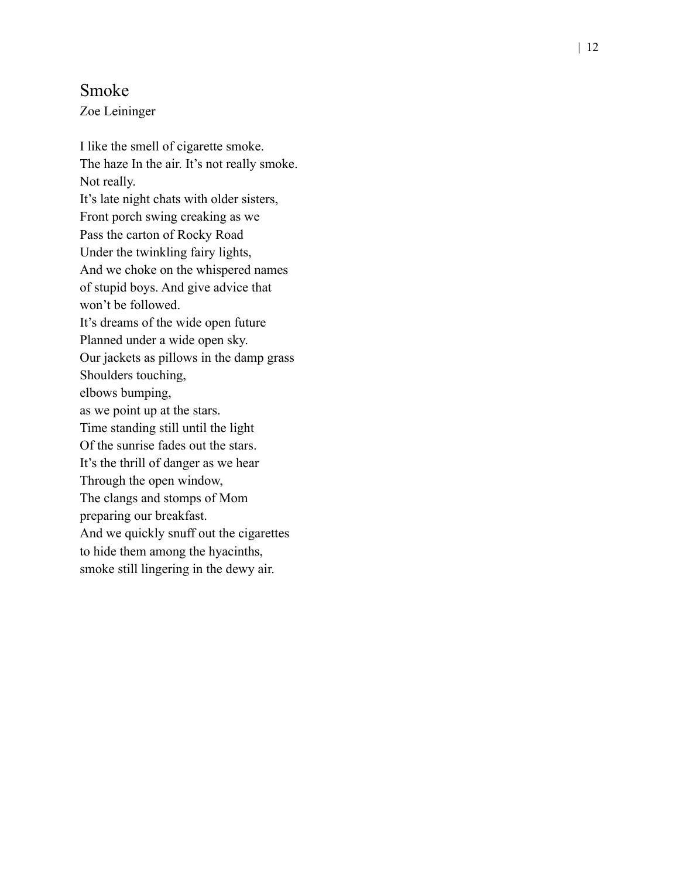# Smoke

Zoe Leininger

I like the smell of cigarette smoke.  
The haze In the air. It's not really smoke.  
Not really.  
It's late night chats with older sisters,  
Front porch swing creaking as we  
Pass the carton of Rocky Road  
Under the twinkling fairy lights,  
And we choke on the whispered names  
of stupid boys. And give advice that  
won't be followed.  
It's dreams of the wide open future  
Planned under a wide open sky.  
Our jackets as pillows in the damp grass  
Shoulders touching,  
elbows bumping,  
as we point up at the stars.  
Time standing still until the light  
Of the sunrise fades out the stars.  
It's the thrill of danger as we hear  
Through the open window,  
The clangs and stomps of Mom  
preparing our breakfast.  
And we quickly snuff out the cigarettes  
to hide them among the hyacinths,  
smoke still lingering in the dewy air.